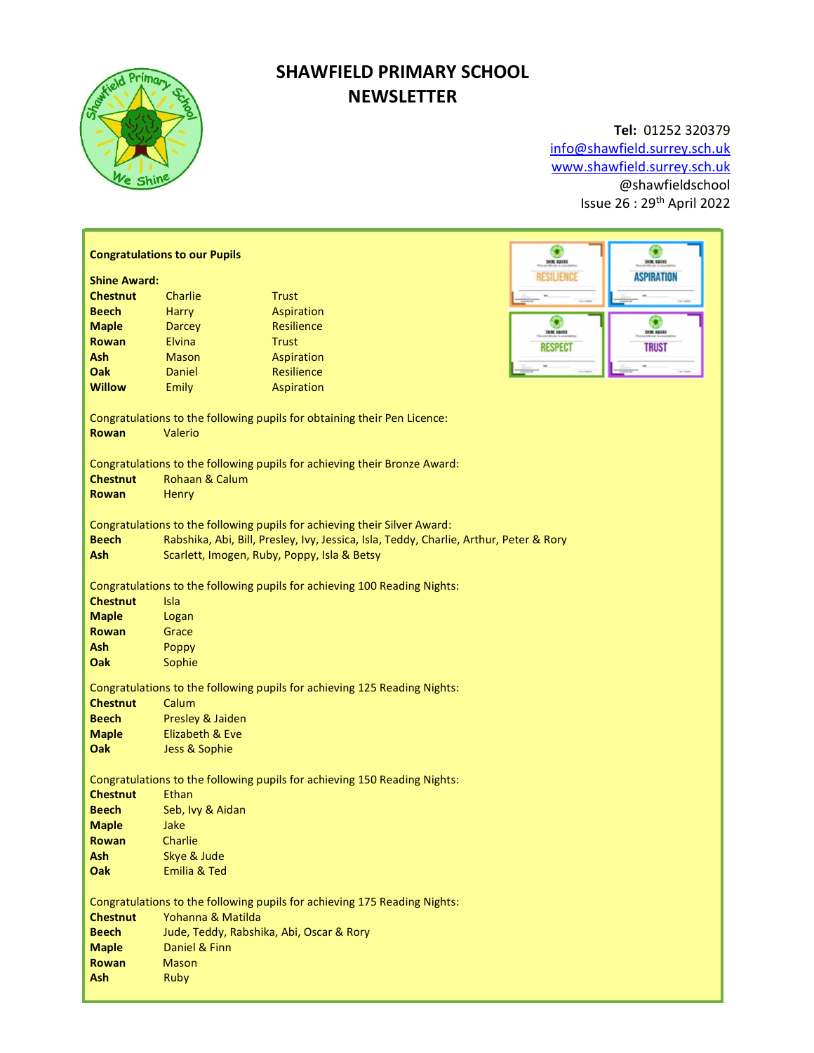# SHAWFIELD PRIMARY SCHOOL NEWSLETTER

**Tel:** 01252 320379
info@shawfield.surrey.sch.uk
www.shawfield.surrey.sch.uk
@shawfieldschool
Issue 26 : 29th April 2022

**Congratulations to our Pupils**

**Shine Award:**

| | | |
|---|---|---|
| **Chestnut** | Charlie | Trust |
| **Beech** | Harry | Aspiration |
| **Maple** | Darcey | Resilience |
| **Rowan** | Elvina | Trust |
| **Ash** | Mason | Aspiration |
| **Oak** | Daniel | Resilience |
| **Willow** | Emily | Aspiration |

Congratulations to the following pupils for obtaining their Pen Licence:
**Rowan** Valerio

Congratulations to the following pupils for achieving their Bronze Award:
**Chestnut** Rohaan & Calum
**Rowan** Henry

Congratulations to the following pupils for achieving their Silver Award:
**Beech** Rabshika, Abi, Bill, Presley, Ivy, Jessica, Isla, Teddy, Charlie, Arthur, Peter & Rory
**Ash** Scarlett, Imogen, Ruby, Poppy, Isla & Betsy

Congratulations to the following pupils for achieving 100 Reading Nights:
**Chestnut** Isla
**Maple** Logan
**Rowan** Grace
**Ash** Poppy
**Oak** Sophie

Congratulations to the following pupils for achieving 125 Reading Nights:
**Chestnut** Calum
**Beech** Presley & Jaiden
**Maple** Elizabeth & Eve
**Oak** Jess & Sophie

Congratulations to the following pupils for achieving 150 Reading Nights:
**Chestnut** Ethan
**Beech** Seb, Ivy & Aidan
**Maple** Jake
**Rowan** Charlie
**Ash** Skye & Jude
**Oak** Emilia & Ted

Congratulations to the following pupils for achieving 175 Reading Nights:
**Chestnut** Yohanna & Matilda
**Beech** Jude, Teddy, Rabshika, Abi, Oscar & Rory
**Maple** Daniel & Finn
**Rowan** Mason
**Ash** Ruby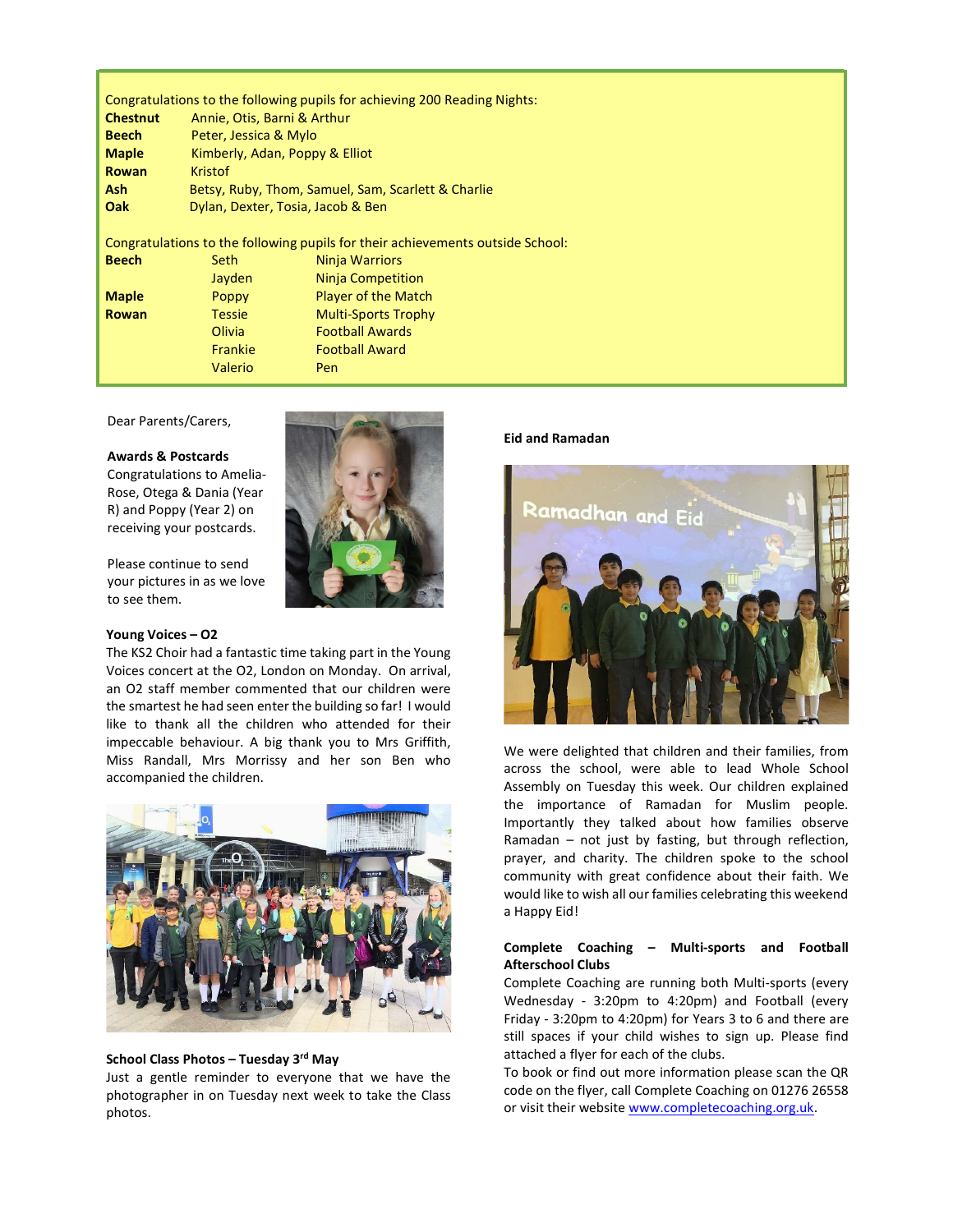Congratulations to the following pupils for achieving 200 Reading Nights:

| | |
|---|---|
| **Chestnut** | Annie, Otis, Barni & Arthur |
| **Beech** | Peter, Jessica & Mylo |
| **Maple** | Kimberly, Adan, Poppy & Elliot |
| **Rowan** | Kristof |
| **Ash** | Betsy, Ruby, Thom, Samuel, Sam, Scarlett & Charlie |
| **Oak** | Dylan, Dexter, Tosia, Jacob & Ben |

Congratulations to the following pupils for their achievements outside School:

| | | |
|---|---|---|
| **Beech** | Seth | Ninja Warriors |
| | Jayden | Ninja Competition |
| **Maple** | Poppy | Player of the Match |
| **Rowan** | Tessie | Multi-Sports Trophy |
| | Olivia | Football Awards |
| | Frankie | Football Award |
| | Valerio | Pen |

Dear Parents/Carers,

**Awards & Postcards**

Congratulations to Amelia-Rose, Otega & Dania (Year R) and Poppy (Year 2) on receiving your postcards.

Please continue to send your pictures in as we love to see them.

**Young Voices – O2**

The KS2 Choir had a fantastic time taking part in the Young Voices concert at the O2, London on Monday. On arrival, an O2 staff member commented that our children were the smartest he had seen enter the building so far! I would like to thank all the children who attended for their impeccable behaviour. A big thank you to Mrs Griffith, Miss Randall, Mrs Morrissy and her son Ben who accompanied the children.

**School Class Photos – Tuesday 3rd May**

Just a gentle reminder to everyone that we have the photographer in on Tuesday next week to take the Class photos.

**Eid and Ramadan**

We were delighted that children and their families, from across the school, were able to lead Whole School Assembly on Tuesday this week. Our children explained the importance of Ramadan for Muslim people. Importantly they talked about how families observe Ramadan – not just by fasting, but through reflection, prayer, and charity. The children spoke to the school community with great confidence about their faith. We would like to wish all our families celebrating this weekend a Happy Eid!

**Complete Coaching – Multi-sports and Football Afterschool Clubs**

Complete Coaching are running both Multi-sports (every Wednesday - 3:20pm to 4:20pm) and Football (every Friday - 3:20pm to 4:20pm) for Years 3 to 6 and there are still spaces if your child wishes to sign up. Please find attached a flyer for each of the clubs.

To book or find out more information please scan the QR code on the flyer, call Complete Coaching on 01276 26558 or visit their website www.completecoaching.org.uk.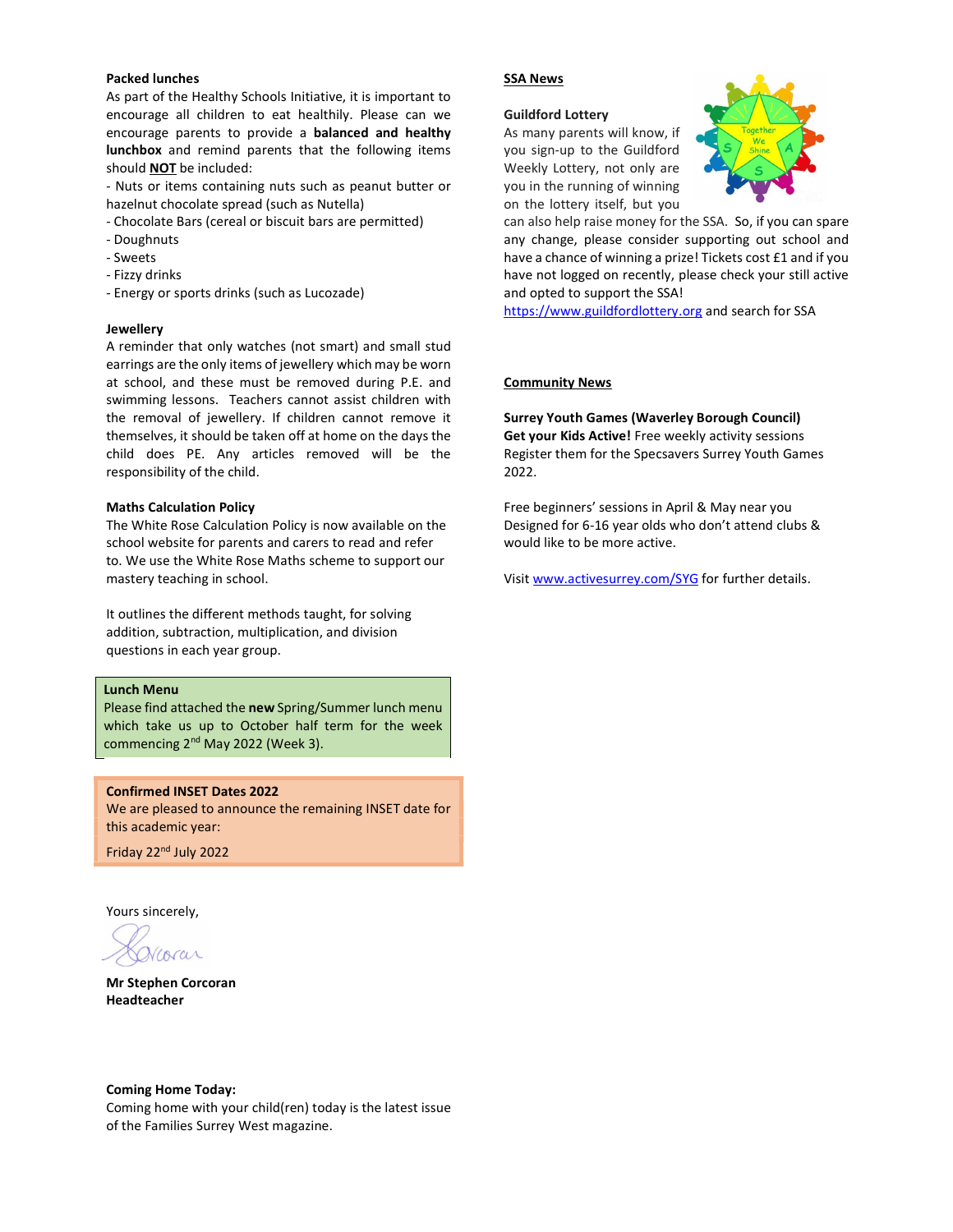**Packed lunches**

As part of the Healthy Schools Initiative, it is important to encourage all children to eat healthily. Please can we encourage parents to provide a **balanced and healthy lunchbox** and remind parents that the following items should **NOT** be included:

- Nuts or items containing nuts such as peanut butter or hazelnut chocolate spread (such as Nutella)
- Chocolate Bars (cereal or biscuit bars are permitted)
- Doughnuts
- Sweets
- Fizzy drinks
- Energy or sports drinks (such as Lucozade)

**Jewellery**

A reminder that only watches (not smart) and small stud earrings are the only items of jewellery which may be worn at school, and these must be removed during P.E. and swimming lessons. Teachers cannot assist children with the removal of jewellery. If children cannot remove it themselves, it should be taken off at home on the days the child does PE. Any articles removed will be the responsibility of the child.

**Maths Calculation Policy**

The White Rose Calculation Policy is now available on the school website for parents and carers to read and refer to. We use the White Rose Maths scheme to support our mastery teaching in school.

It outlines the different methods taught, for solving addition, subtraction, multiplication, and division questions in each year group.

**Lunch Menu**

Please find attached the **new** Spring/Summer lunch menu which take us up to October half term for the week commencing 2nd May 2022 (Week 3).

**Confirmed INSET Dates 2022**

We are pleased to announce the remaining INSET date for this academic year:

Friday 22nd July 2022

Yours sincerely,

**Mr Stephen Corcoran**
**Headteacher**

**Coming Home Today:**

Coming home with your child(ren) today is the latest issue of the Families Surrey West magazine.

## SSA News

**Guildford Lottery**

As many parents will know, if you sign-up to the Guildford Weekly Lottery, not only are you in the running of winning on the lottery itself, but you can also help raise money for the SSA. So, if you can spare any change, please consider supporting out school and have a chance of winning a prize! Tickets cost £1 and if you have not logged on recently, please check your still active and opted to support the SSA!

https://www.guildfordlottery.org and search for SSA

## Community News

**Surrey Youth Games (Waverley Borough Council)**

**Get your Kids Active!** Free weekly activity sessions

Register them for the Specsavers Surrey Youth Games 2022.

Free beginners' sessions in April & May near you

Designed for 6-16 year olds who don't attend clubs & would like to be more active.

Visit www.activesurrey.com/SYG for further details.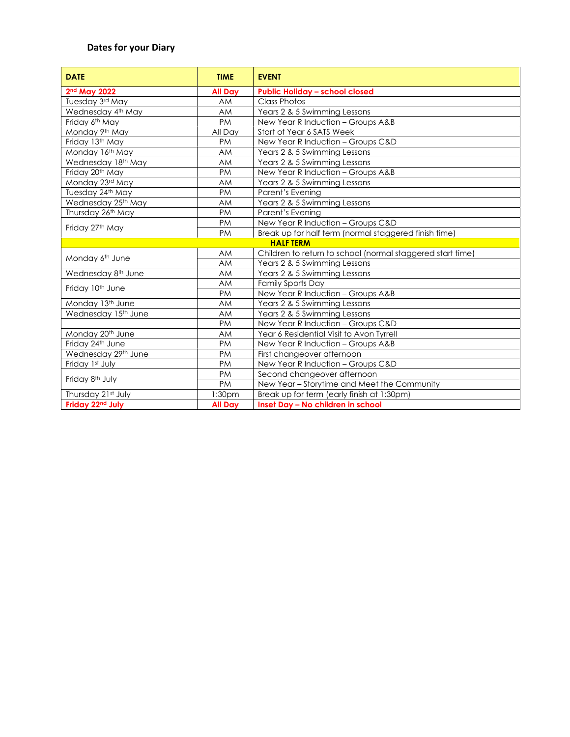## Dates for your Diary

| DATE | TIME | EVENT |
|---|---|---|
| **2nd May 2022** | **All Day** | **Public Holiday – school closed** |
| Tuesday 3rd May | AM | Class Photos |
| Wednesday 4th May | AM | Years 2 & 5 Swimming Lessons |
| Friday 6th May | PM | New Year R Induction – Groups A&B |
| Monday 9th May | All Day | Start of Year 6 SATS Week |
| Friday 13th May | PM | New Year R Induction – Groups C&D |
| Monday 16th May | AM | Years 2 & 5 Swimming Lessons |
| Wednesday 18th May | AM | Years 2 & 5 Swimming Lessons |
| Friday 20th May | PM | New Year R Induction – Groups A&B |
| Monday 23rd May | AM | Years 2 & 5 Swimming Lessons |
| Tuesday 24th May | PM | Parent's Evening |
| Wednesday 25th May | AM | Years 2 & 5 Swimming Lessons |
| Thursday 26th May | PM | Parent's Evening |
| Friday 27th May | PM | New Year R Induction – Groups C&D |
| | PM | Break up for half term (normal staggered finish time) |
| **HALF TERM** | | |
| Monday 6th June | AM | Children to return to school (normal staggered start time) |
| | AM | Years 2 & 5 Swimming Lessons |
| Wednesday 8th June | AM | Years 2 & 5 Swimming Lessons |
| Friday 10th June | AM | Family Sports Day |
| | PM | New Year R Induction – Groups A&B |
| Monday 13th June | AM | Years 2 & 5 Swimming Lessons |
| Wednesday 15th June | AM | Years 2 & 5 Swimming Lessons |
| | PM | New Year R Induction – Groups C&D |
| Monday 20th June | AM | Year 6 Residential Visit to Avon Tyrrell |
| Friday 24th June | PM | New Year R Induction – Groups A&B |
| Wednesday 29th June | PM | First changeover afternoon |
| Friday 1st July | PM | New Year R Induction – Groups C&D |
| Friday 8th July | PM | Second changeover afternoon |
| | PM | New Year – Storytime and Meet the Community |
| Thursday 21st July | 1:30pm | Break up for term (early finish at 1:30pm) |
| **Friday 22nd July** | **All Day** | **Inset Day – No children in school** |